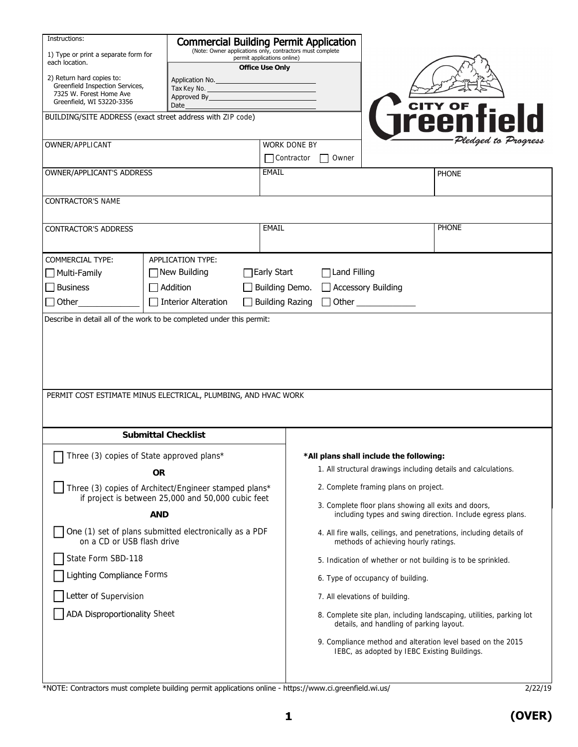Instructions:

1) Type or print a separate form for each location.

2) Return hard copies to:
Greenfield Inspection Services,
7325 W. Forest Home Ave
Greenfield, WI 53220-3356

# Commercial Building Permit Application

(Note: Owner applications only, contractors must complete permit applications online)

**Office Use Only**

Application No.\_\_\_\_\_\_\_\_\_\_\_\_\_\_\_\_\_\_\_\_
Tax Key No. \_\_\_\_\_\_\_\_\_\_\_\_\_\_\_\_\_\_\_\_
Approved By\_\_\_\_\_\_\_\_\_\_\_\_\_\_\_\_\_\_\_\_
Date\_\_\_\_\_\_\_\_\_\_\_\_\_\_\_\_\_\_\_\_

CITY OF Greenfield
*Pledged to Progress*

BUILDING/SITE ADDRESS (exact street address with ZIP code)

| OWNER/APPLICANT | WORK DONE BY ☐ Contractor ☐ Owner | |
|---|---|---|
| OWNER/APPLICANT'S ADDRESS | EMAIL | PHONE |
| CONTRACTOR'S NAME | | |
| CONTRACTOR'S ADDRESS | EMAIL | PHONE |

| COMMERCIAL TYPE: | APPLICATION TYPE: | | |
|---|---|---|---|
| ☐ Multi-Family | ☐ New Building | ☐ Early Start | ☐ Land Filling |
| ☐ Business | ☐ Addition | ☐ Building Demo. | ☐ Accessory Building |
| ☐ Other\_\_\_\_\_\_\_\_ | ☐ Interior Alteration | ☐ Building Razing | ☐ Other \_\_\_\_\_\_\_\_ |

Describe in detail all of the work to be completed under this permit:

PERMIT COST ESTIMATE MINUS ELECTRICAL, PLUMBING, AND HVAC WORK

## Submittal Checklist

☐ Three (3) copies of State approved plans*

**OR**

☐ Three (3) copies of Architect/Engineer stamped plans* if project is between 25,000 and 50,000 cubic feet

**AND**

☐ One (1) set of plans submitted electronically as a PDF on a CD or USB flash drive

☐ State Form SBD-118

☐ Lighting Compliance Forms

☐ Letter of Supervision

☐ ADA Disproportionality Sheet

**\*All plans shall include the following:**

1. All structural drawings including details and calculations.
2. Complete framing plans on project.
3. Complete floor plans showing all exits and doors, including types and swing direction. Include egress plans.
4. All fire walls, ceilings, and penetrations, including details of methods of achieving hourly ratings.
5. Indication of whether or not building is to be sprinkled.
6. Type of occupancy of building.
7. All elevations of building.
8. Complete site plan, including landscaping, utilities, parking lot details, and handling of parking layout.
9. Compliance method and alteration level based on the 2015 IEBC, as adopted by IEBC Existing Buildings.

*NOTE: Contractors must complete building permit applications online - https://www.ci.greenfield.wi.us/

2/22/19

**(OVER)**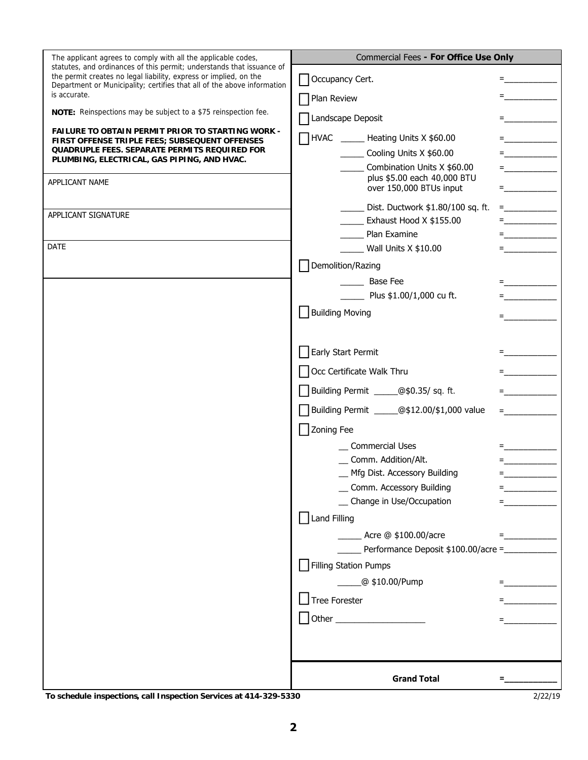The applicant agrees to comply with all the applicable codes, statutes, and ordinances of this permit; understands that issuance of the permit creates no legal liability, express or implied, on the Department or Municipality; certifies that all of the above information is accurate.

**NOTE:** Reinspections may be subject to a $75 reinspection fee.

**FAILURE TO OBTAIN PERMIT PRIOR TO STARTING WORK - FIRST OFFENSE TRIPLE FEES; SUBSEQUENT OFFENSES QUADRUPLE FEES. SEPARATE PERMITS REQUIRED FOR PLUMBING, ELECTRICAL, GAS PIPING, AND HVAC.**

APPLICANT NAME

APPLICANT SIGNATURE

DATE

## Commercial Fees - **For Office Use Only**

| | |
|---|---|
| ☐ Occupancy Cert. | =___________ |
| ☐ Plan Review | =___________ |
| ☐ Landscape Deposit | =___________ |
| ☐ HVAC _____ Heating Units X $60.00 | =___________ |
| _____ Cooling Units X $60.00 | =___________ |
| _____ Combination Units X $60.00 | =___________ |
| plus $5.00 each 40,000 BTU over 150,000 BTUs input | =___________ |
| _____ Dist. Ductwork $1.80/100 sq. ft. | =___________ |
| _____ Exhaust Hood X $155.00 | =___________ |
| _____ Plan Examine | =___________ |
| _____ Wall Units X $10.00 | =___________ |
| ☐ Demolition/Razing | |
| _____ Base Fee | =___________ |
| _____ Plus $1.00/1,000 cu ft. | =___________ |
| ☐ Building Moving | =___________ |
| ☐ Early Start Permit | =___________ |
| ☐ Occ Certificate Walk Thru | =___________ |
| ☐ Building Permit _____@$0.35/ sq. ft. | =___________ |
| ☐ Building Permit _____@$12.00/$1,000 value | =___________ |
| ☐ Zoning Fee | |
| __ Commercial Uses | =___________ |
| __ Comm. Addition/Alt. | =___________ |
| __ Mfg Dist. Accessory Building | =___________ |
| __ Comm. Accessory Building | =___________ |
| __ Change in Use/Occupation | =___________ |
| ☐ Land Filling | |
| _____ Acre @ $100.00/acre | =___________ |
| _____ Performance Deposit $100.00/acre | =___________ |
| ☐ Filling Station Pumps | |
| _____@ $10.00/Pump | =___________ |
| ☐ Tree Forester | =___________ |
| ☐ Other ___________________ | =___________ |
| **Grand Total** | =___________ |

**To schedule inspections, call Inspection Services at 414-329-5330**

2/22/19